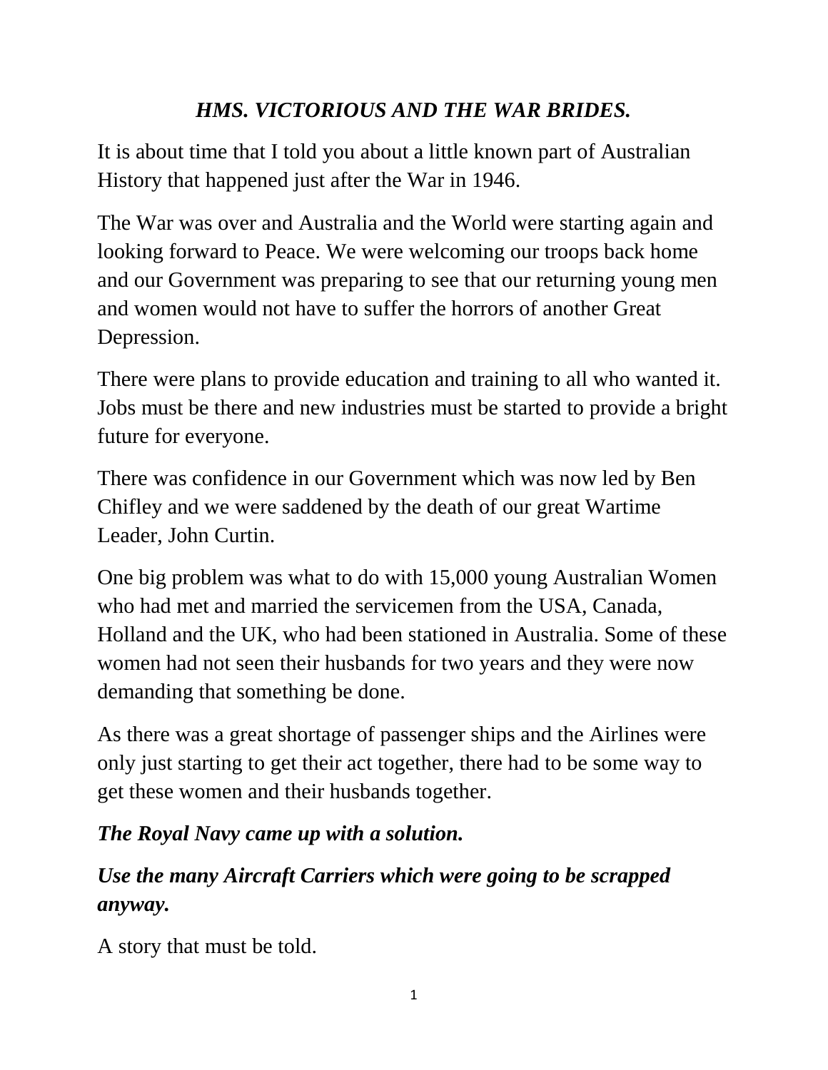# *HMS. VICTORIOUS AND THE WAR BRIDES.*

It is about time that I told you about a little known part of Australian History that happened just after the War in 1946.

The War was over and Australia and the World were starting again and looking forward to Peace. We were welcoming our troops back home and our Government was preparing to see that our returning young men and women would not have to suffer the horrors of another Great Depression.

There were plans to provide education and training to all who wanted it. Jobs must be there and new industries must be started to provide a bright future for everyone.

There was confidence in our Government which was now led by Ben Chifley and we were saddened by the death of our great Wartime Leader, John Curtin.

One big problem was what to do with 15,000 young Australian Women who had met and married the servicemen from the USA, Canada, Holland and the UK, who had been stationed in Australia. Some of these women had not seen their husbands for two years and they were now demanding that something be done.

As there was a great shortage of passenger ships and the Airlines were only just starting to get their act together, there had to be some way to get these women and their husbands together.

***The Royal Navy came up with a solution.***

***Use the many Aircraft Carriers which were going to be scrapped anyway.***

A story that must be told.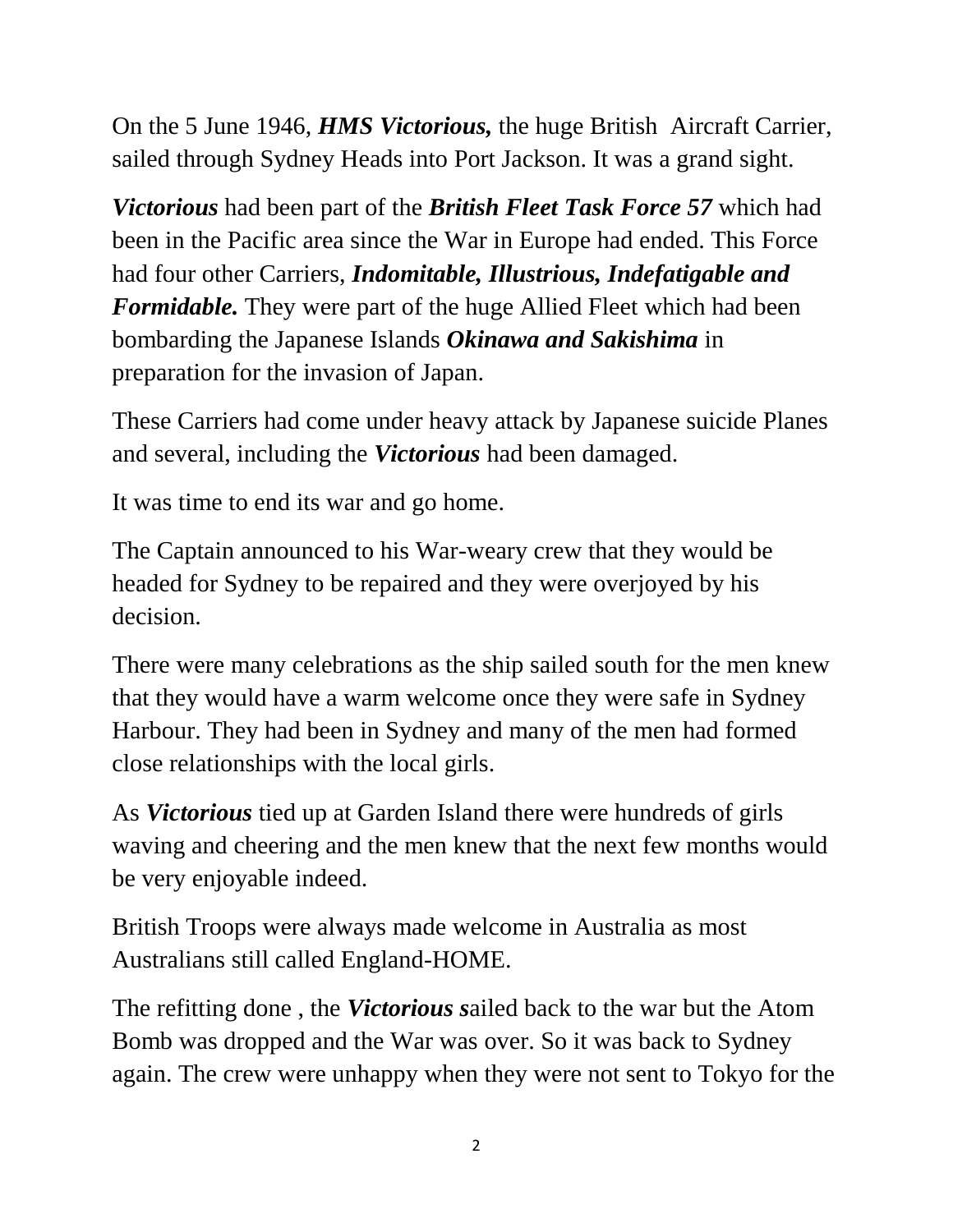On the 5 June 1946, ***HMS Victorious,*** the huge British Aircraft Carrier, sailed through Sydney Heads into Port Jackson. It was a grand sight.

***Victorious*** had been part of the ***British Fleet Task Force 57*** which had been in the Pacific area since the War in Europe had ended. This Force had four other Carriers, ***Indomitable, Illustrious, Indefatigable and Formidable.*** They were part of the huge Allied Fleet which had been bombarding the Japanese Islands ***Okinawa and Sakishima*** in preparation for the invasion of Japan.

These Carriers had come under heavy attack by Japanese suicide Planes and several, including the ***Victorious*** had been damaged.

It was time to end its war and go home.

The Captain announced to his War-weary crew that they would be headed for Sydney to be repaired and they were overjoyed by his decision.

There were many celebrations as the ship sailed south for the men knew that they would have a warm welcome once they were safe in Sydney Harbour. They had been in Sydney and many of the men had formed close relationships with the local girls.

As ***Victorious*** tied up at Garden Island there were hundreds of girls waving and cheering and the men knew that the next few months would be very enjoyable indeed.

British Troops were always made welcome in Australia as most Australians still called England-HOME.

The refitting done , the ***Victorious s***ailed back to the war but the Atom Bomb was dropped and the War was over. So it was back to Sydney again. The crew were unhappy when they were not sent to Tokyo for the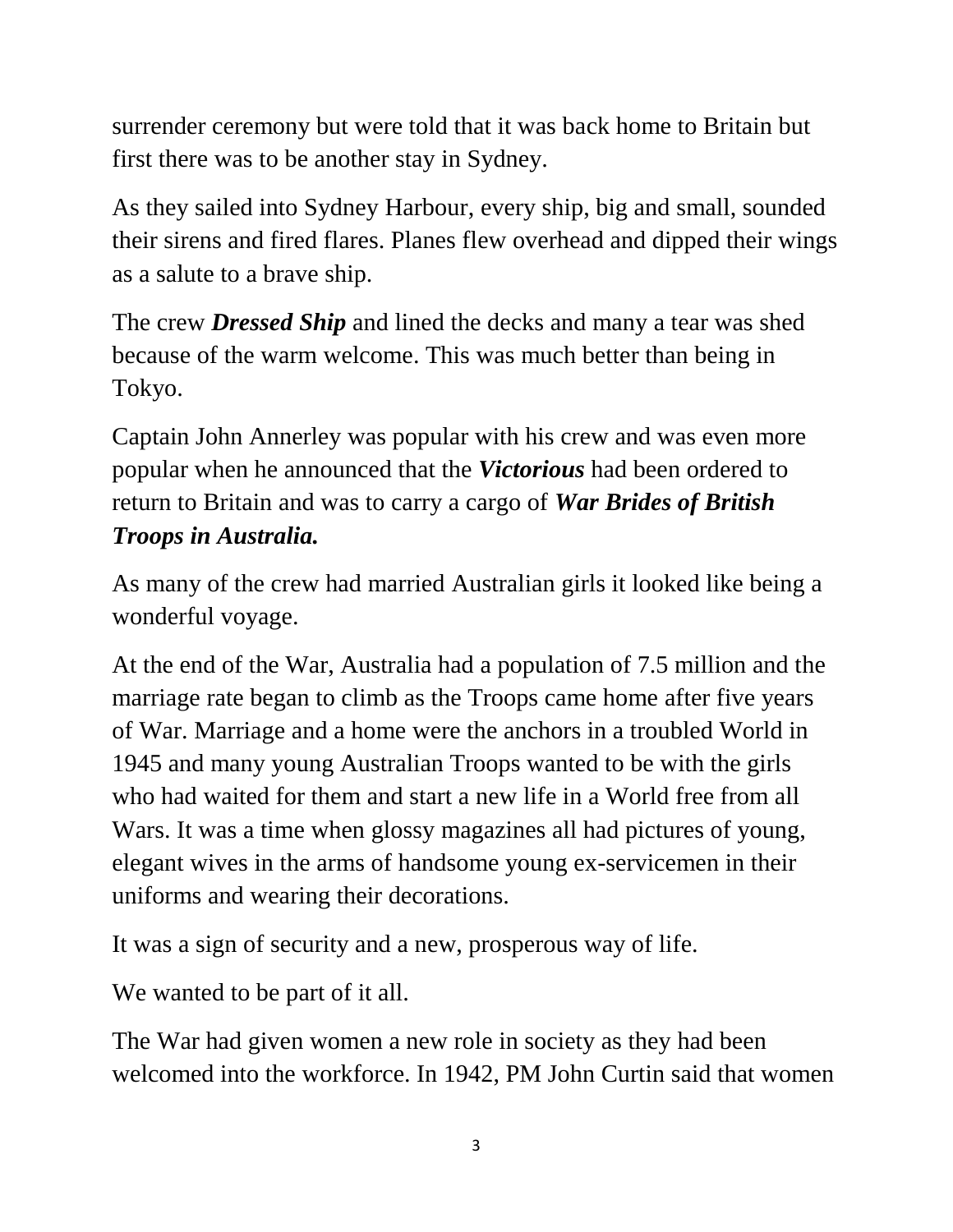surrender ceremony but were told that it was back home to Britain but first there was to be another stay in Sydney.

As they sailed into Sydney Harbour, every ship, big and small, sounded their sirens and fired flares. Planes flew overhead and dipped their wings as a salute to a brave ship.

The crew ***Dressed Ship*** and lined the decks and many a tear was shed because of the warm welcome. This was much better than being in Tokyo.

Captain John Annerley was popular with his crew and was even more popular when he announced that the ***Victorious*** had been ordered to return to Britain and was to carry a cargo of ***War Brides of British Troops in Australia.***

As many of the crew had married Australian girls it looked like being a wonderful voyage.

At the end of the War, Australia had a population of 7.5 million and the marriage rate began to climb as the Troops came home after five years of War. Marriage and a home were the anchors in a troubled World in 1945 and many young Australian Troops wanted to be with the girls who had waited for them and start a new life in a World free from all Wars. It was a time when glossy magazines all had pictures of young, elegant wives in the arms of handsome young ex-servicemen in their uniforms and wearing their decorations.

It was a sign of security and a new, prosperous way of life.

We wanted to be part of it all.

The War had given women a new role in society as they had been welcomed into the workforce. In 1942, PM John Curtin said that women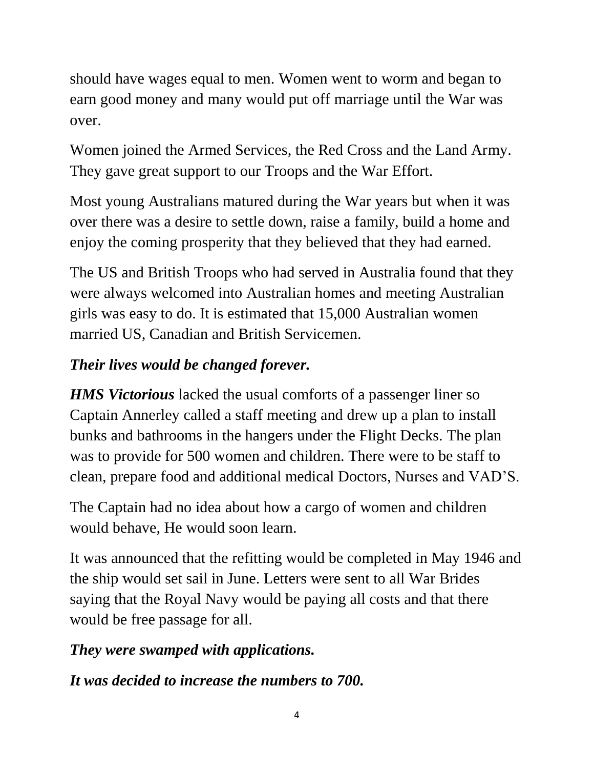should have wages equal to men. Women went to worm and began to earn good money and many would put off marriage until the War was over.

Women joined the Armed Services, the Red Cross and the Land Army. They gave great support to our Troops and the War Effort.

Most young Australians matured during the War years but when it was over there was a desire to settle down, raise a family, build a home and enjoy the coming prosperity that they believed that they had earned.

The US and British Troops who had served in Australia found that they were always welcomed into Australian homes and meeting Australian girls was easy to do. It is estimated that 15,000 Australian women married US, Canadian and British Servicemen.

***Their lives would be changed forever.***

***HMS Victorious*** lacked the usual comforts of a passenger liner so Captain Annerley called a staff meeting and drew up a plan to install bunks and bathrooms in the hangers under the Flight Decks. The plan was to provide for 500 women and children. There were to be staff to clean, prepare food and additional medical Doctors, Nurses and VAD'S.

The Captain had no idea about how a cargo of women and children would behave, He would soon learn.

It was announced that the refitting would be completed in May 1946 and the ship would set sail in June. Letters were sent to all War Brides saying that the Royal Navy would be paying all costs and that there would be free passage for all.

***They were swamped with applications.***

***It was decided to increase the numbers to 700.***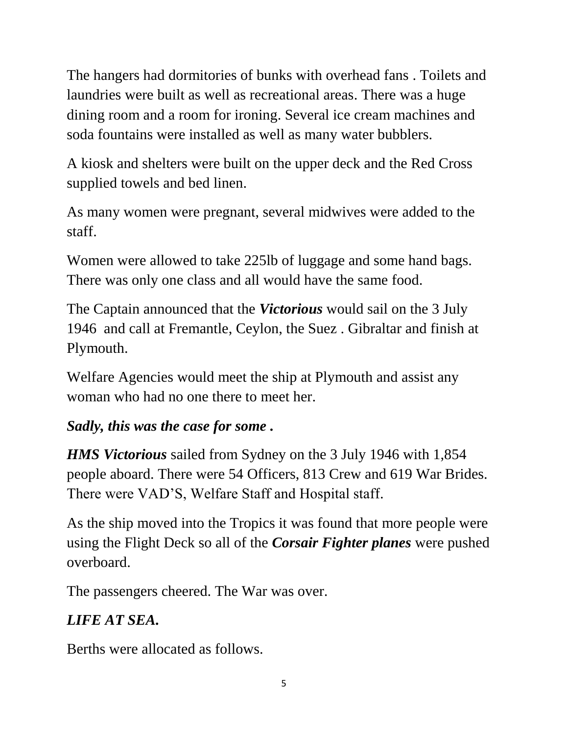The hangers had dormitories of bunks with overhead fans . Toilets and laundries were built as well as recreational areas. There was a huge dining room and a room for ironing. Several ice cream machines and soda fountains were installed as well as many water bubblers.

A kiosk and shelters were built on the upper deck and the Red Cross supplied towels and bed linen.

As many women were pregnant, several midwives were added to the staff.

Women were allowed to take 225lb of luggage and some hand bags. There was only one class and all would have the same food.

The Captain announced that the ***Victorious*** would sail on the 3 July 1946 and call at Fremantle, Ceylon, the Suez . Gibraltar and finish at Plymouth.

Welfare Agencies would meet the ship at Plymouth and assist any woman who had no one there to meet her.

***Sadly, this was the case for some .***

***HMS Victorious*** sailed from Sydney on the 3 July 1946 with 1,854 people aboard. There were 54 Officers, 813 Crew and 619 War Brides. There were VAD'S, Welfare Staff and Hospital staff.

As the ship moved into the Tropics it was found that more people were using the Flight Deck so all of the ***Corsair Fighter planes*** were pushed overboard.

The passengers cheered. The War was over.

***LIFE AT SEA.***

Berths were allocated as follows.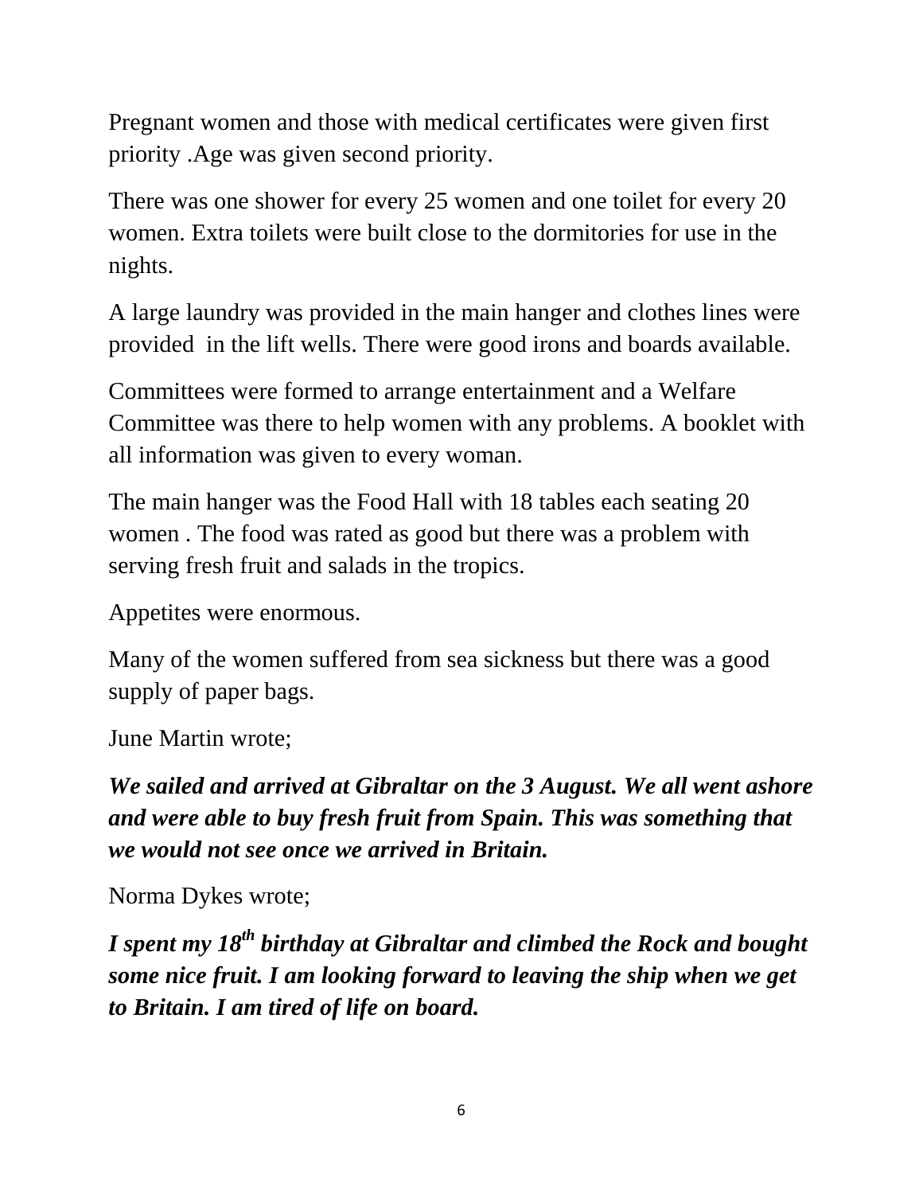Pregnant women and those with medical certificates were given first priority .Age was given second priority.

There was one shower for every 25 women and one toilet for every 20 women. Extra toilets were built close to the dormitories for use in the nights.

A large laundry was provided in the main hanger and clothes lines were provided  in the lift wells. There were good irons and boards available.

Committees were formed to arrange entertainment and a Welfare Committee was there to help women with any problems. A booklet with all information was given to every woman.

The main hanger was the Food Hall with 18 tables each seating 20 women . The food was rated as good but there was a problem with serving fresh fruit and salads in the tropics.

Appetites were enormous.

Many of the women suffered from sea sickness but there was a good supply of paper bags.

June Martin wrote;

***We sailed and arrived at Gibraltar on the 3 August. We all went ashore and were able to buy fresh fruit from Spain. This was something that we would not see once we arrived in Britain.***

Norma Dykes wrote;

***I spent my 18th birthday at Gibraltar and climbed the Rock and bought some nice fruit. I am looking forward to leaving the ship when we get to Britain. I am tired of life on board.***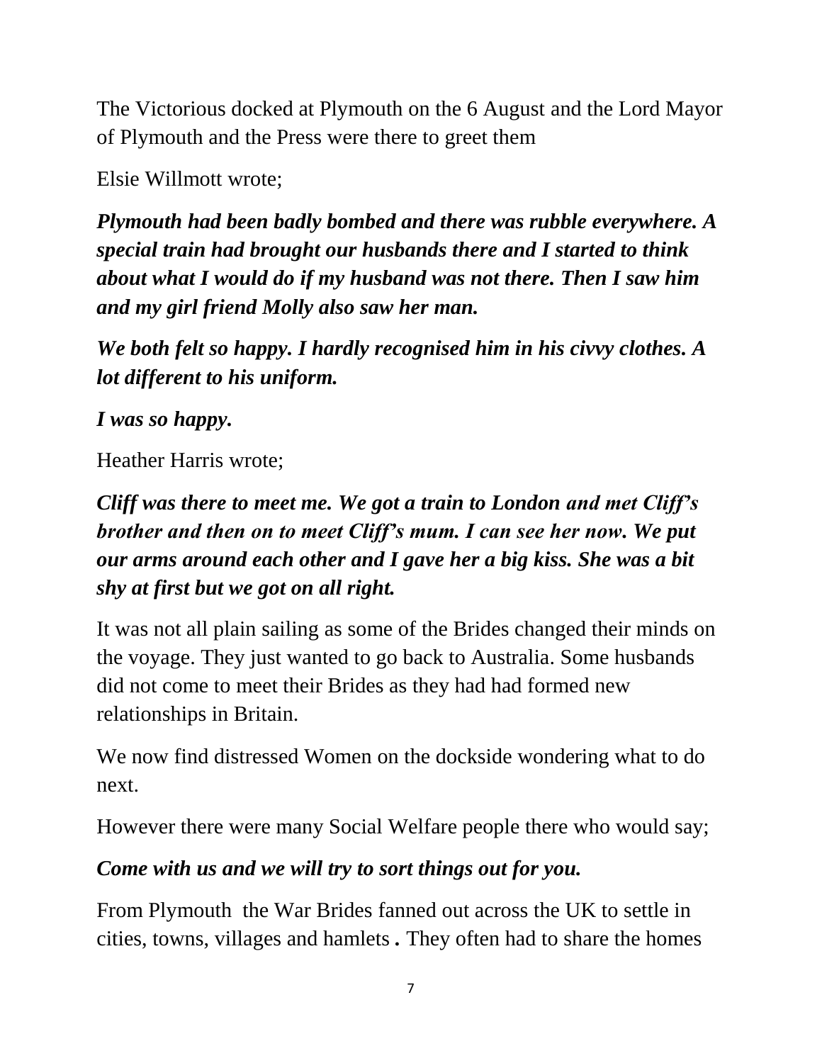The Victorious docked at Plymouth on the 6 August and the Lord Mayor of Plymouth and the Press were there to greet them

Elsie Willmott wrote;

***Plymouth had been badly bombed and there was rubble everywhere. A special train had brought our husbands there and I started to think about what I would do if my husband was not there. Then I saw him and my girl friend Molly also saw her man.***

***We both felt so happy. I hardly recognised him in his civvy clothes. A lot different to his uniform.***

***I was so happy.***

Heather Harris wrote;

***Cliff was there to meet me. We got a train to London and met Cliff's brother and then on to meet Cliff's mum. I can see her now. We put our arms around each other and I gave her a big kiss. She was a bit shy at first but we got on all right.***

It was not all plain sailing as some of the Brides changed their minds on the voyage. They just wanted to go back to Australia. Some husbands did not come to meet their Brides as they had had formed new relationships in Britain.

We now find distressed Women on the dockside wondering what to do next.

However there were many Social Welfare people there who would say;

***Come with us and we will try to sort things out for you.***

From Plymouth the War Brides fanned out across the UK to settle in cities, towns, villages and hamlets**.** They often had to share the homes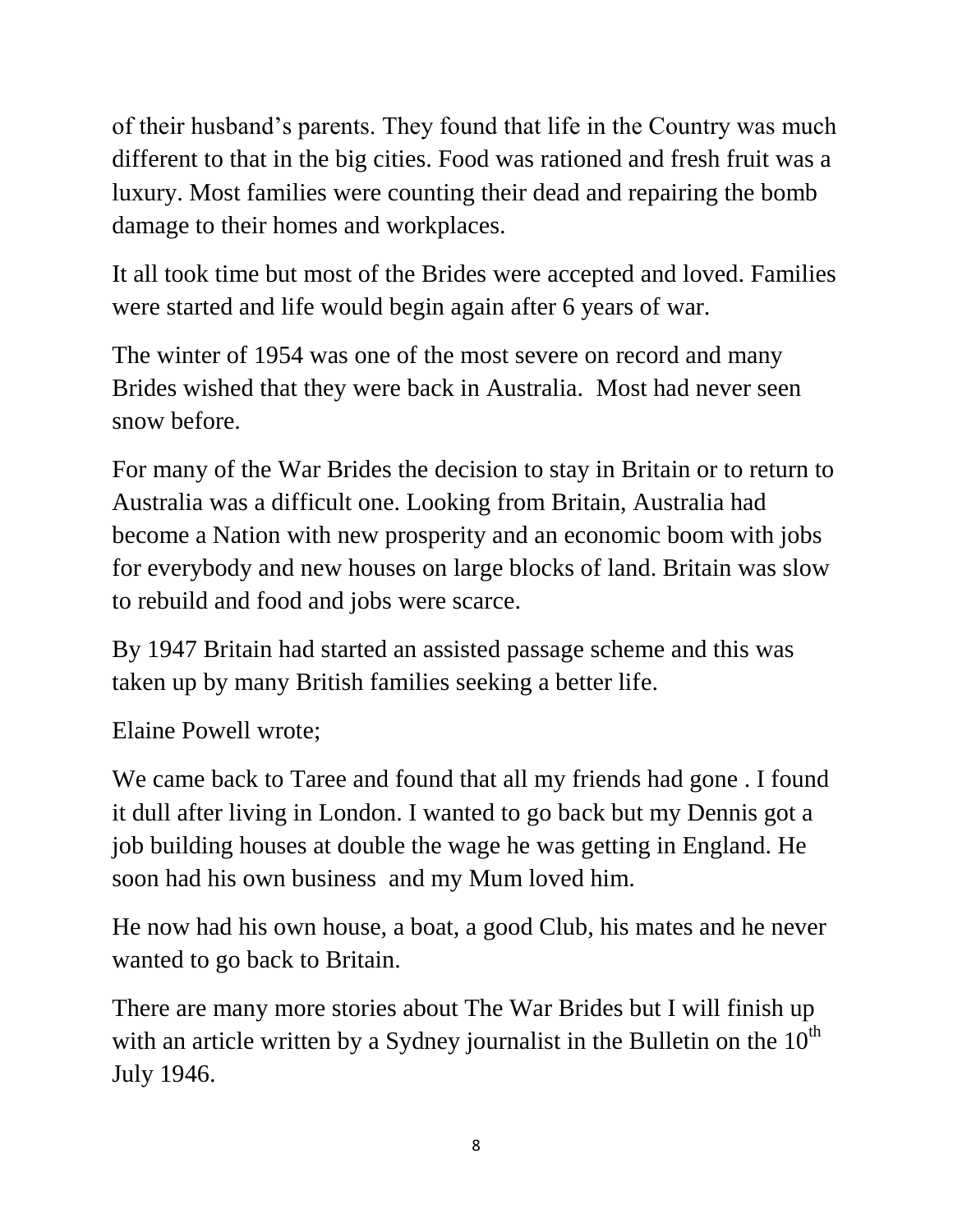of their husband's parents. They found that life in the Country was much different to that in the big cities. Food was rationed and fresh fruit was a luxury. Most families were counting their dead and repairing the bomb damage to their homes and workplaces.

It all took time but most of the Brides were accepted and loved. Families were started and life would begin again after 6 years of war.

The winter of 1954 was one of the most severe on record and many Brides wished that they were back in Australia. Most had never seen snow before.

For many of the War Brides the decision to stay in Britain or to return to Australia was a difficult one. Looking from Britain, Australia had become a Nation with new prosperity and an economic boom with jobs for everybody and new houses on large blocks of land. Britain was slow to rebuild and food and jobs were scarce.

By 1947 Britain had started an assisted passage scheme and this was taken up by many British families seeking a better life.

Elaine Powell wrote;

We came back to Taree and found that all my friends had gone . I found it dull after living in London. I wanted to go back but my Dennis got a job building houses at double the wage he was getting in England. He soon had his own business and my Mum loved him.

He now had his own house, a boat, a good Club, his mates and he never wanted to go back to Britain.

There are many more stories about The War Brides but I will finish up with an article written by a Sydney journalist in the Bulletin on the 10th July 1946.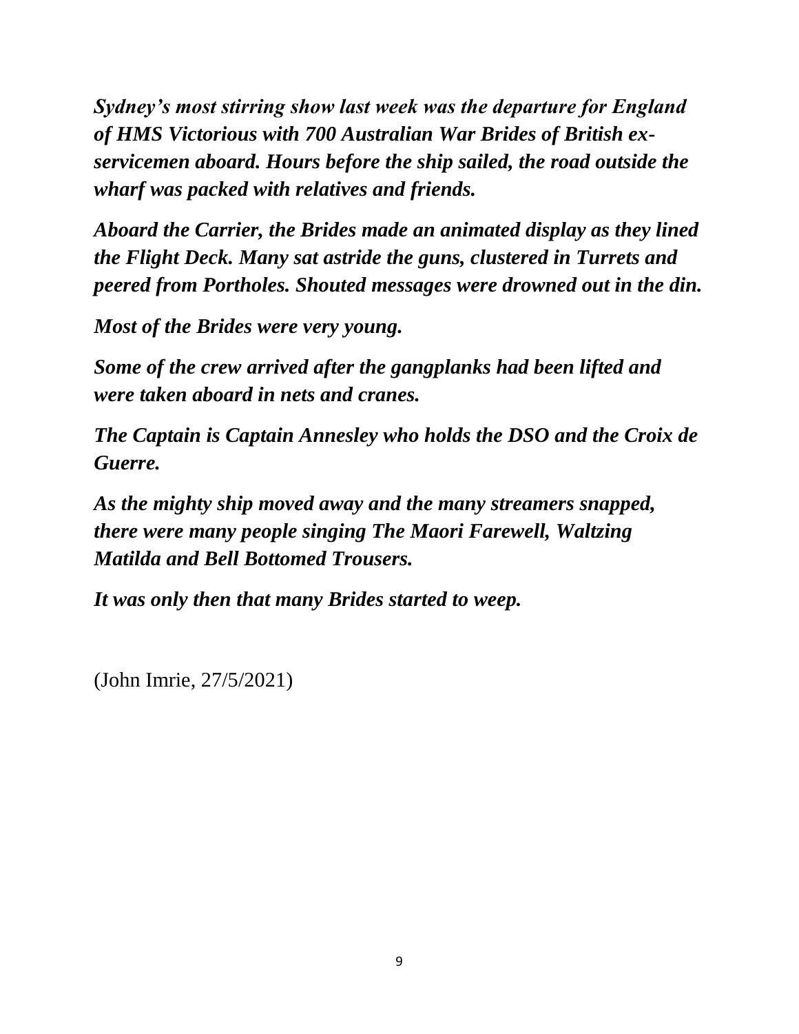***Sydney's most stirring show last week was the departure for England of HMS Victorious with 700 Australian War Brides of British ex-servicemen aboard. Hours before the ship sailed, the road outside the wharf was packed with relatives and friends.***

***Aboard the Carrier, the Brides made an animated display as they lined the Flight Deck. Many sat astride the guns, clustered in Turrets and peered from Portholes. Shouted messages were drowned out in the din.***

***Most of the Brides were very young.***

***Some of the crew arrived after the gangplanks had been lifted and were taken aboard in nets and cranes.***

***The Captain is Captain Annesley who holds the DSO and the Croix de Guerre.***

***As the mighty ship moved away and the many streamers snapped, there were many people singing The Maori Farewell, Waltzing Matilda and Bell Bottomed Trousers.***

***It was only then that many Brides started to weep.***

(John Imrie, 27/5/2021)